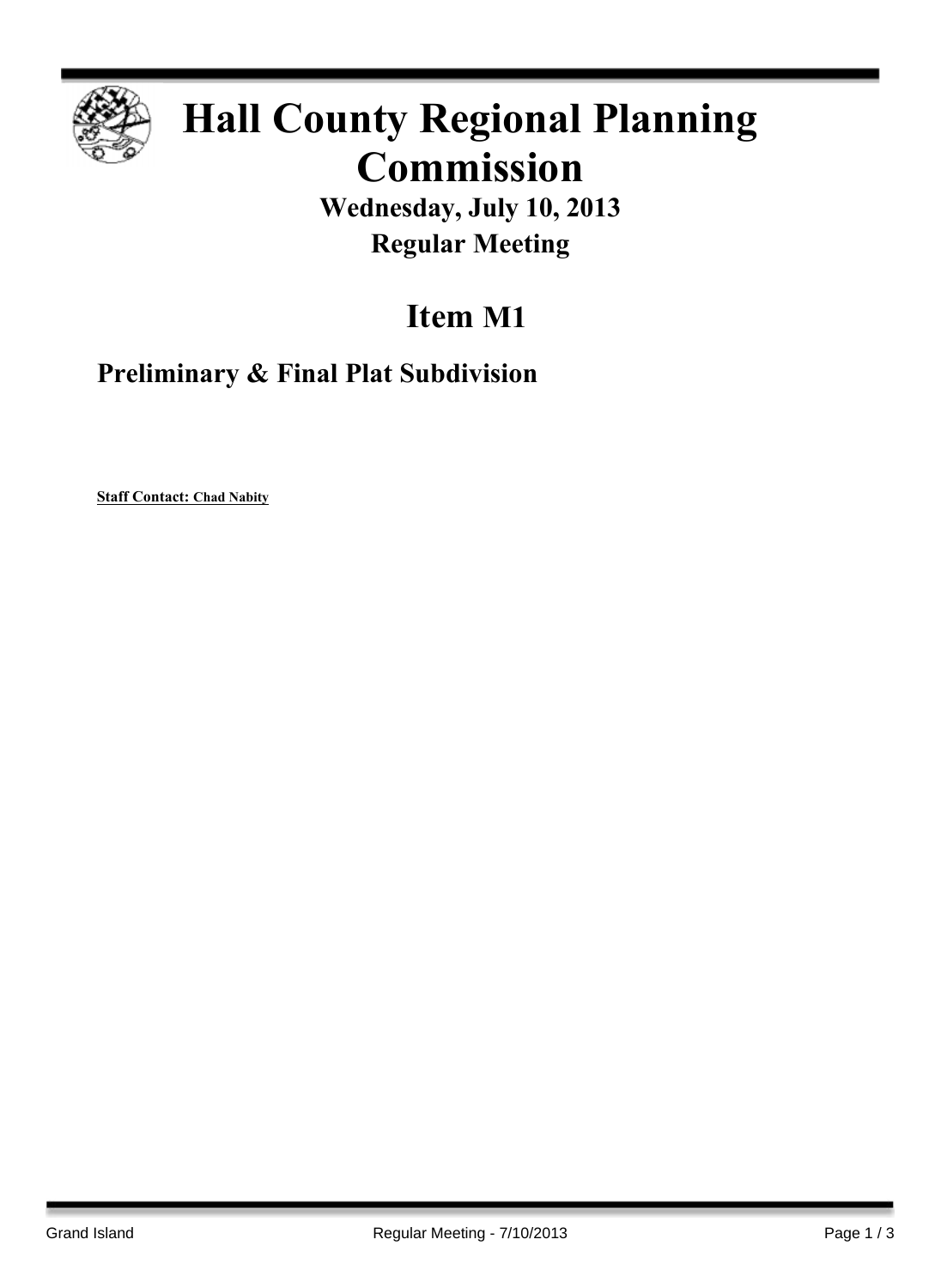# Hall County Regional Planning Commission

**Wednesday, July 10, 2013**

**Regular Meeting**

## Item M1

### Preliminary & Final Plat Subdivision

**Staff Contact: Chad Nabity**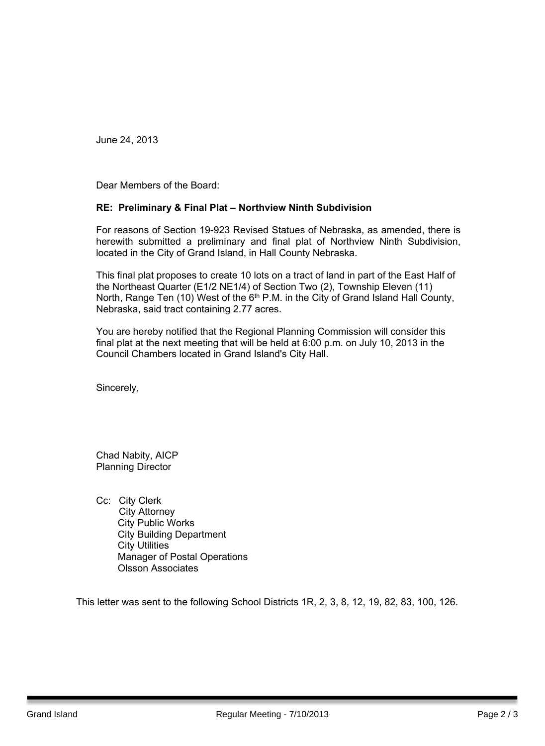June 24, 2013

Dear Members of the Board:

**RE: Preliminary & Final Plat – Northview Ninth Subdivision**

For reasons of Section 19-923 Revised Statues of Nebraska, as amended, there is herewith submitted a preliminary and final plat of Northview Ninth Subdivision, located in the City of Grand Island, in Hall County Nebraska.

This final plat proposes to create 10 lots on a tract of land in part of the East Half of the Northeast Quarter (E1/2 NE1/4) of Section Two (2), Township Eleven (11) North, Range Ten (10) West of the 6th P.M. in the City of Grand Island Hall County, Nebraska, said tract containing 2.77 acres.

You are hereby notified that the Regional Planning Commission will consider this final plat at the next meeting that will be held at 6:00 p.m. on July 10, 2013 in the Council Chambers located in Grand Island's City Hall.

Sincerely,

Chad Nabity, AICP
Planning Director

Cc: City Clerk
City Attorney
City Public Works
City Building Department
City Utilities
Manager of Postal Operations
Olsson Associates

This letter was sent to the following School Districts 1R, 2, 3, 8, 12, 19, 82, 83, 100, 126.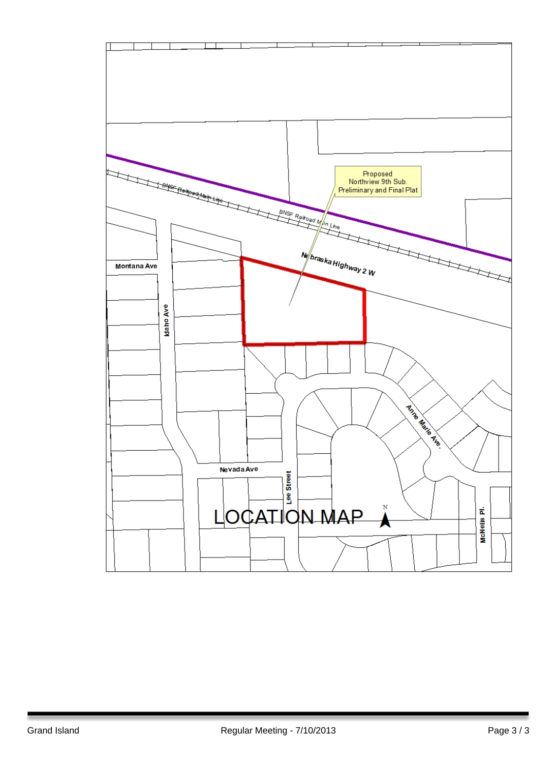Proposed
Northview 9th Sub.
Preliminary and Final Plat

BNSF Railroad Main Line

BNSF Railroad Main Line

Nebraska Highway 2 W

Montana Ave

Idaho Ave

Anne Marie Ave.

Nevada Ave

Lee Street

McNeils Pl.

N

LOCATION MAP